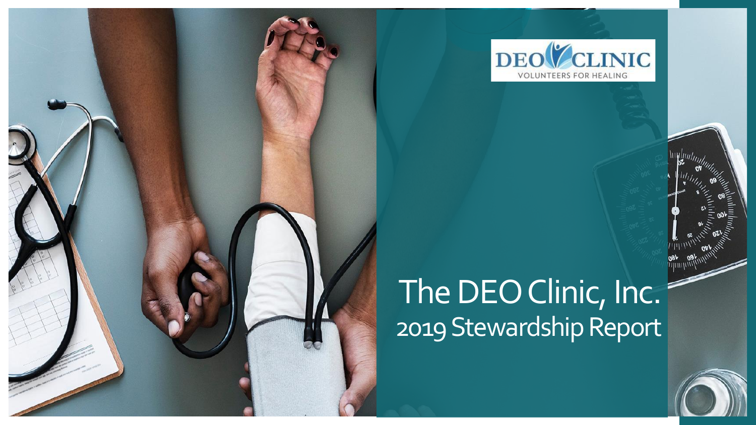DEO CLINIC

VOLUNTEERS FOR HEALING

# The DEO Clinic, Inc.

## 2019 Stewardship Report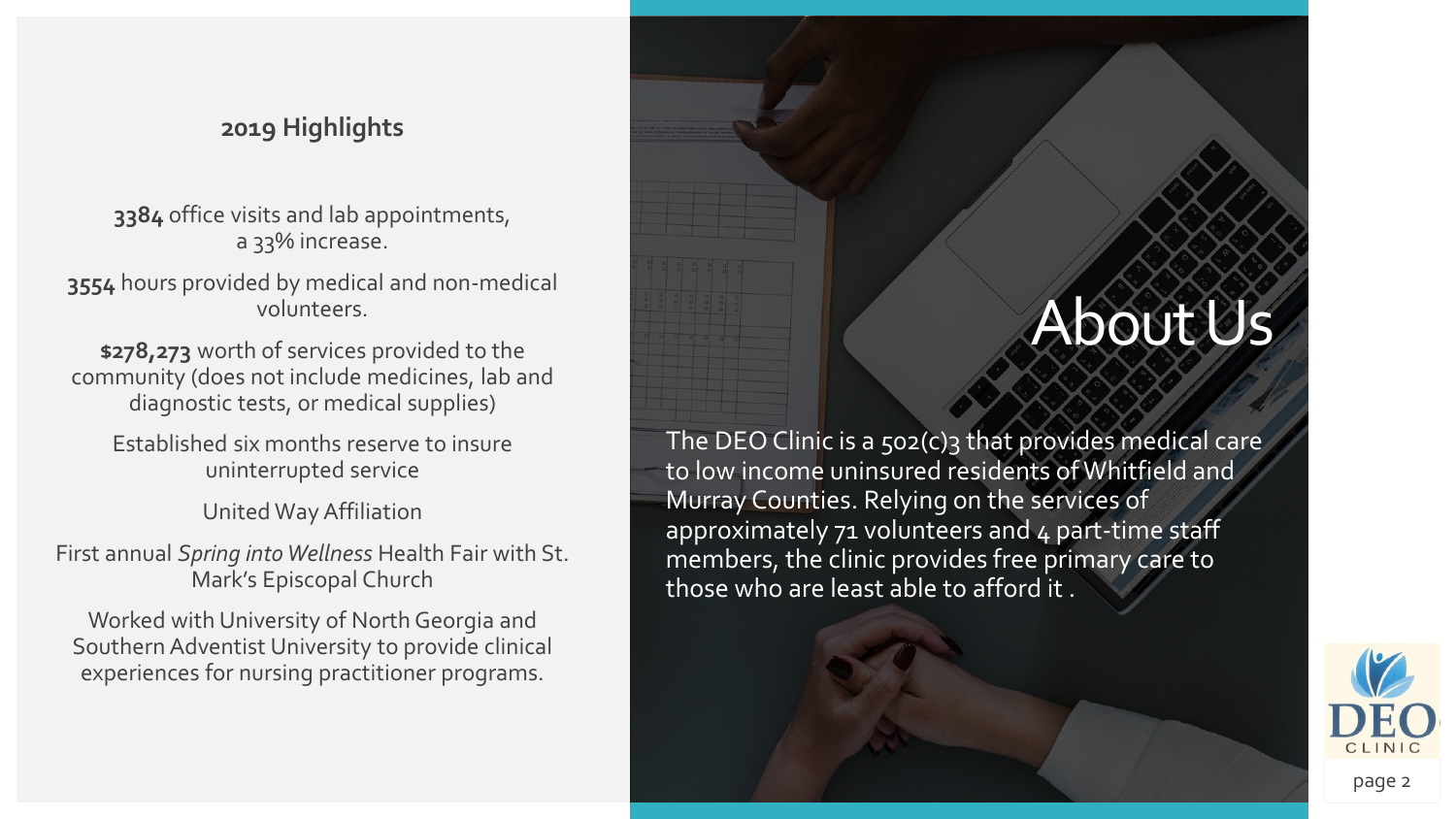## 2019 Highlights

**3384** office visits and lab appointments, a 33% increase.

**3554** hours provided by medical and non-medical volunteers.

**$278,273** worth of services provided to the community (does not include medicines, lab and diagnostic tests, or medical supplies)

Established six months reserve to insure uninterrupted service

United Way Affiliation

First annual *Spring into Wellness* Health Fair with St. Mark's Episcopal Church

Worked with University of North Georgia and Southern Adventist University to provide clinical experiences for nursing practitioner programs.

# About Us

The DEO Clinic is a 502(c)3 that provides medical care to low income uninsured residents of Whitfield and Murray Counties. Relying on the services of approximately 71 volunteers and 4 part-time staff members, the clinic provides free primary care to those who are least able to afford it .

DEO CLINIC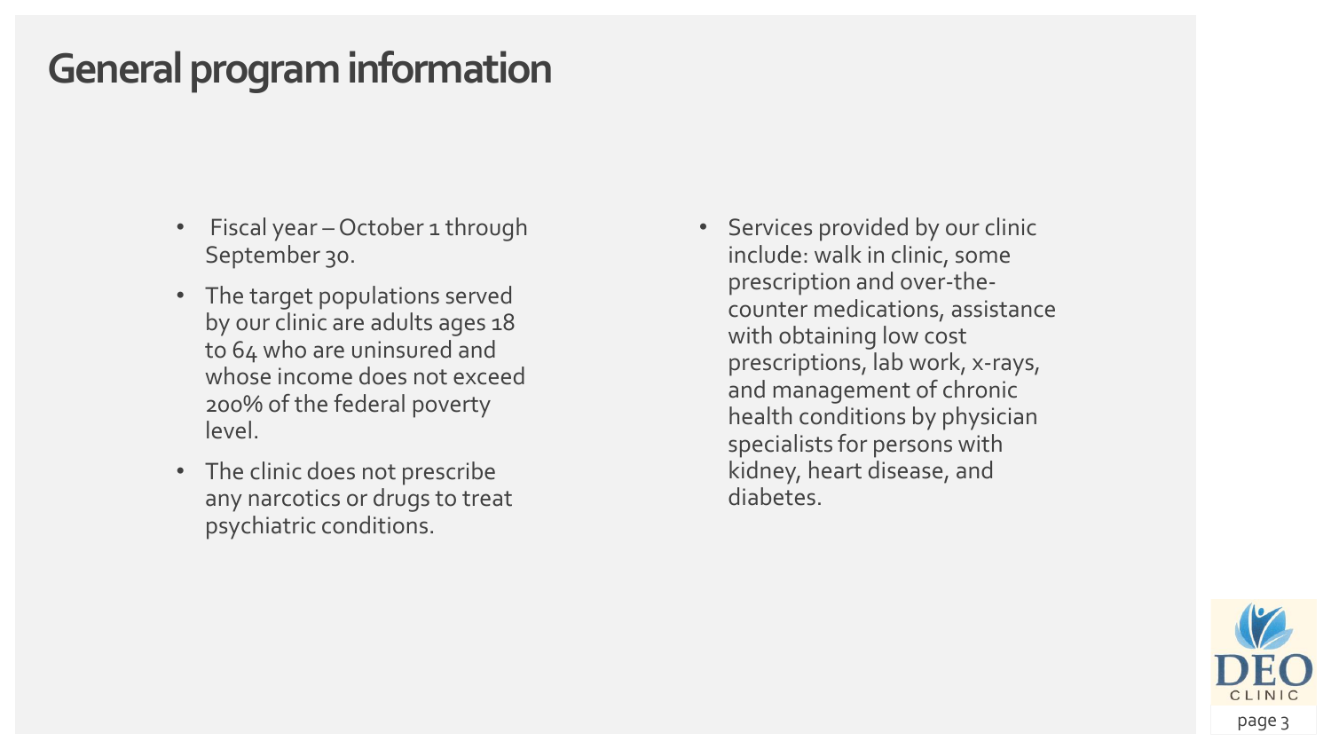# General program information

- Fiscal year – October 1 through September 30.
- The target populations served by our clinic are adults ages 18 to 64 who are uninsured and whose income does not exceed 200% of the federal poverty level.
- The clinic does not prescribe any narcotics or drugs to treat psychiatric conditions.
- Services provided by our clinic include: walk in clinic, some prescription and over-the-counter medications, assistance with obtaining low cost prescriptions, lab work, x-rays, and management of chronic health conditions by physician specialists for persons with kidney, heart disease, and diabetes.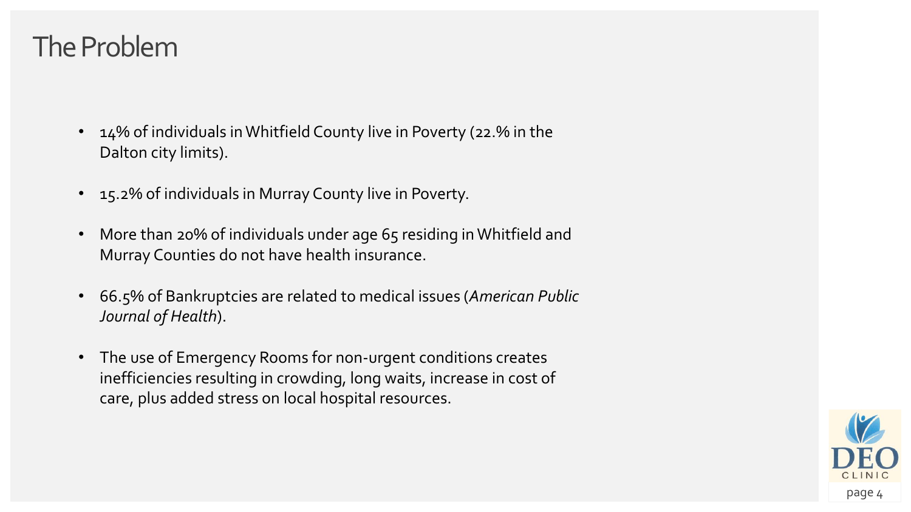# The Problem

- 14% of individuals in Whitfield County live in Poverty (22.% in the Dalton city limits).
- 15.2% of individuals in Murray County live in Poverty.
- More than 20% of individuals under age 65 residing in Whitfield and Murray Counties do not have health insurance.
- 66.5% of Bankruptcies are related to medical issues (*American Public Journal of Health*).
- The use of Emergency Rooms for non-urgent conditions creates inefficiencies resulting in crowding, long waits, increase in cost of care, plus added stress on local hospital resources.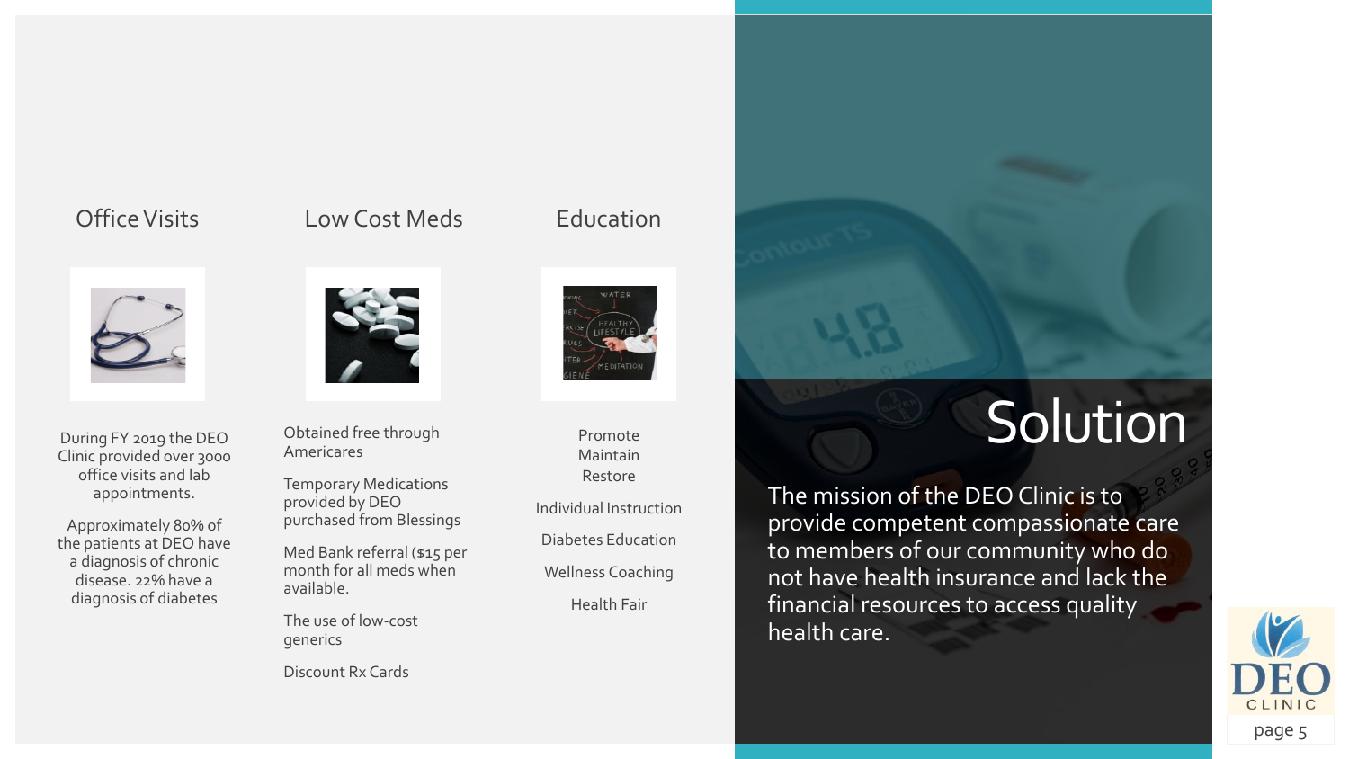# Solution

The mission of the DEO Clinic is to provide competent compassionate care to members of our community who do not have health insurance and lack the financial resources to access quality health care.

## Office Visits

During FY 2019 the DEO Clinic provided over 3000 office visits and lab appointments.

Approximately 80% of the patients at DEO have a diagnosis of chronic disease. 22% have a diagnosis of diabetes

## Low Cost Meds

Obtained free through Americares

Temporary Medications provided by DEO purchased from Blessings

Med Bank referral ($15 per month for all meds when available.

The use of low-cost generics

Discount Rx Cards

## Education

Promote
Maintain
Restore

Individual Instruction

Diabetes Education

Wellness Coaching

Health Fair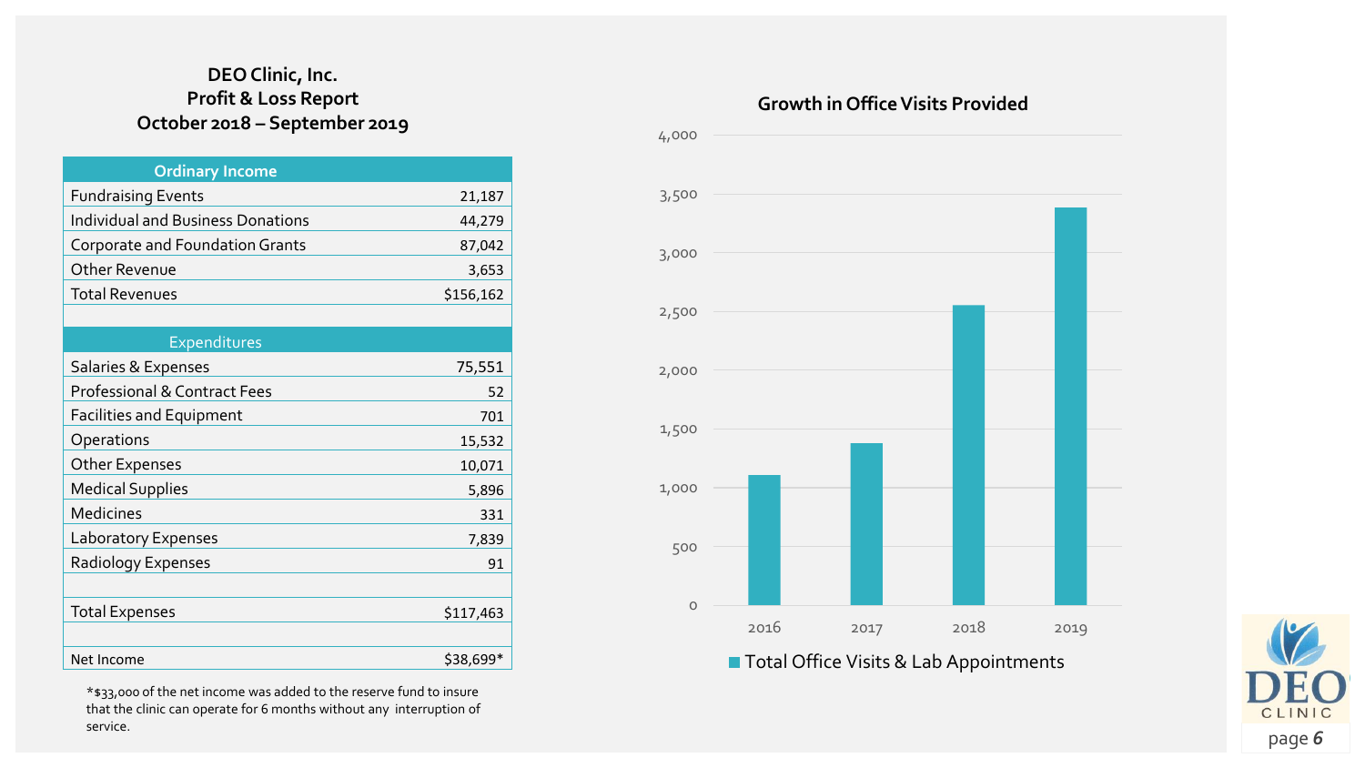# DEO Clinic, Inc.
## Profit & Loss Report
## October 2018 – September 2019

| Ordinary Income | |
|---|---|
| Fundraising Events | 21,187 |
| Individual and Business Donations | 44,279 |
| Corporate and Foundation Grants | 87,042 |
| Other Revenue | 3,653 |
| Total Revenues | $156,162 |
| | |
| **Expenditures** | |
| Salaries & Expenses | 75,551 |
| Professional & Contract Fees | 52 |
| Facilities and Equipment | 701 |
| Operations | 15,532 |
| Other Expenses | 10,071 |
| Medical Supplies | 5,896 |
| Medicines | 331 |
| Laboratory Expenses | 7,839 |
| Radiology Expenses | 91 |
| | |
| Total Expenses | $117,463 |
| | |
| Net Income | $38,699* |

*$33,000 of the net income was added to the reserve fund to insure that the clinic can operate for 6 months without any interruption of service.

## Growth in Office Visits Provided

Total Office Visits & Lab Appointments (2016, 2017, 2018, 2019)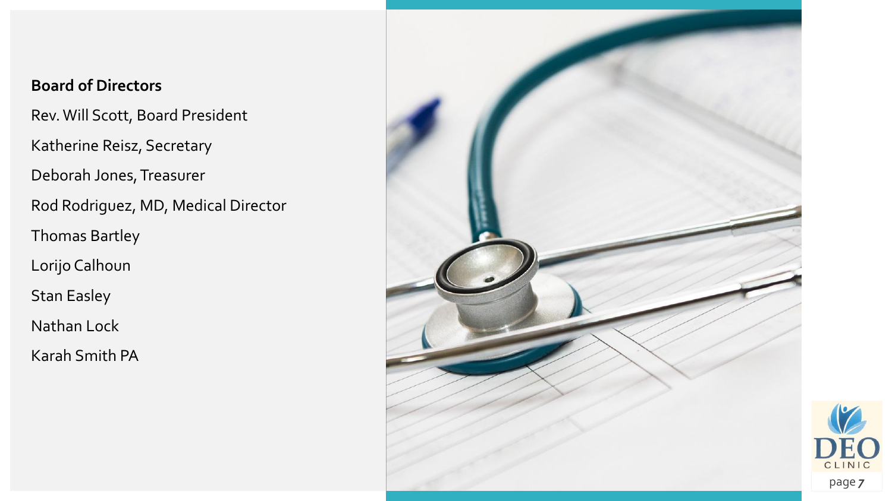**Board of Directors**

Rev. Will Scott, Board President

Katherine Reisz, Secretary

Deborah Jones, Treasurer

Rod Rodriguez, MD, Medical Director

Thomas Bartley

Lorijo Calhoun

Stan Easley

Nathan Lock

Karah Smith PA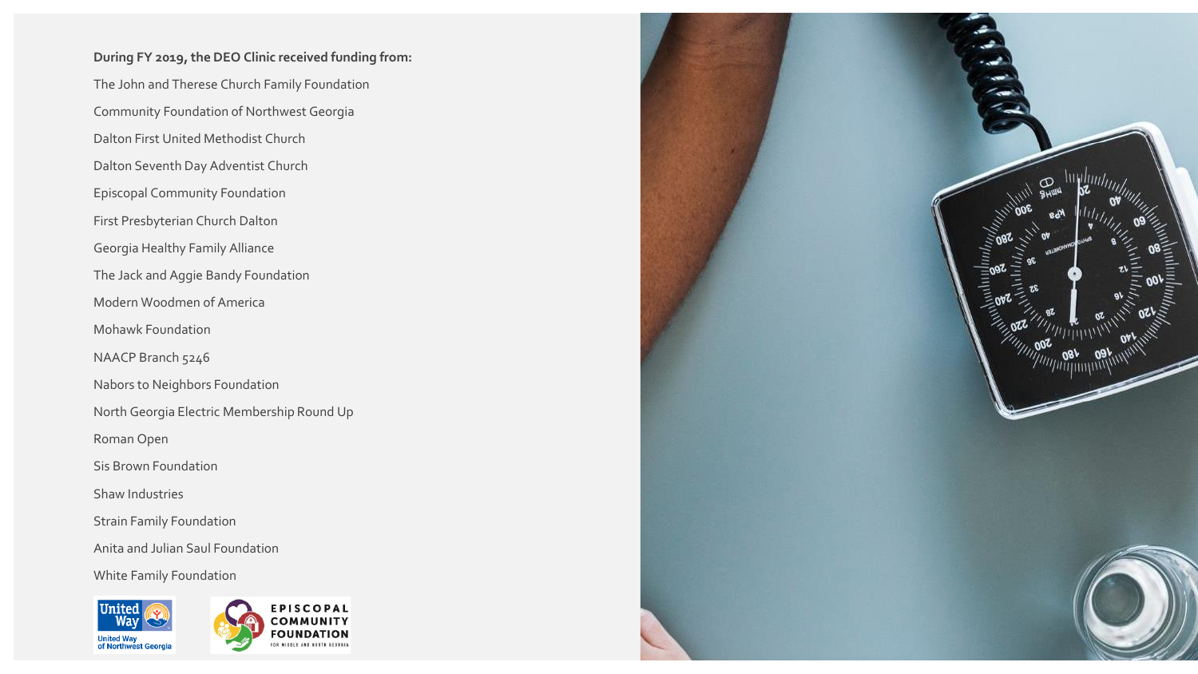**During FY 2019, the DEO Clinic received funding from:**

The John and Therese Church Family Foundation

Community Foundation of Northwest Georgia

Dalton First United Methodist Church

Dalton Seventh Day Adventist Church

Episcopal Community Foundation

First Presbyterian Church Dalton

Georgia Healthy Family Alliance

The Jack and Aggie Bandy Foundation

Modern Woodmen of America

Mohawk Foundation

NAACP Branch 5246

Nabors to Neighbors Foundation

North Georgia Electric Membership Round Up

Roman Open

Sis Brown Foundation

Shaw Industries

Strain Family Foundation

Anita and Julian Saul Foundation

White Family Foundation

United Way of Northwest Georgia

EPISCOPAL COMMUNITY FOUNDATION FOR MIDDLE AND NORTH GEORGIA